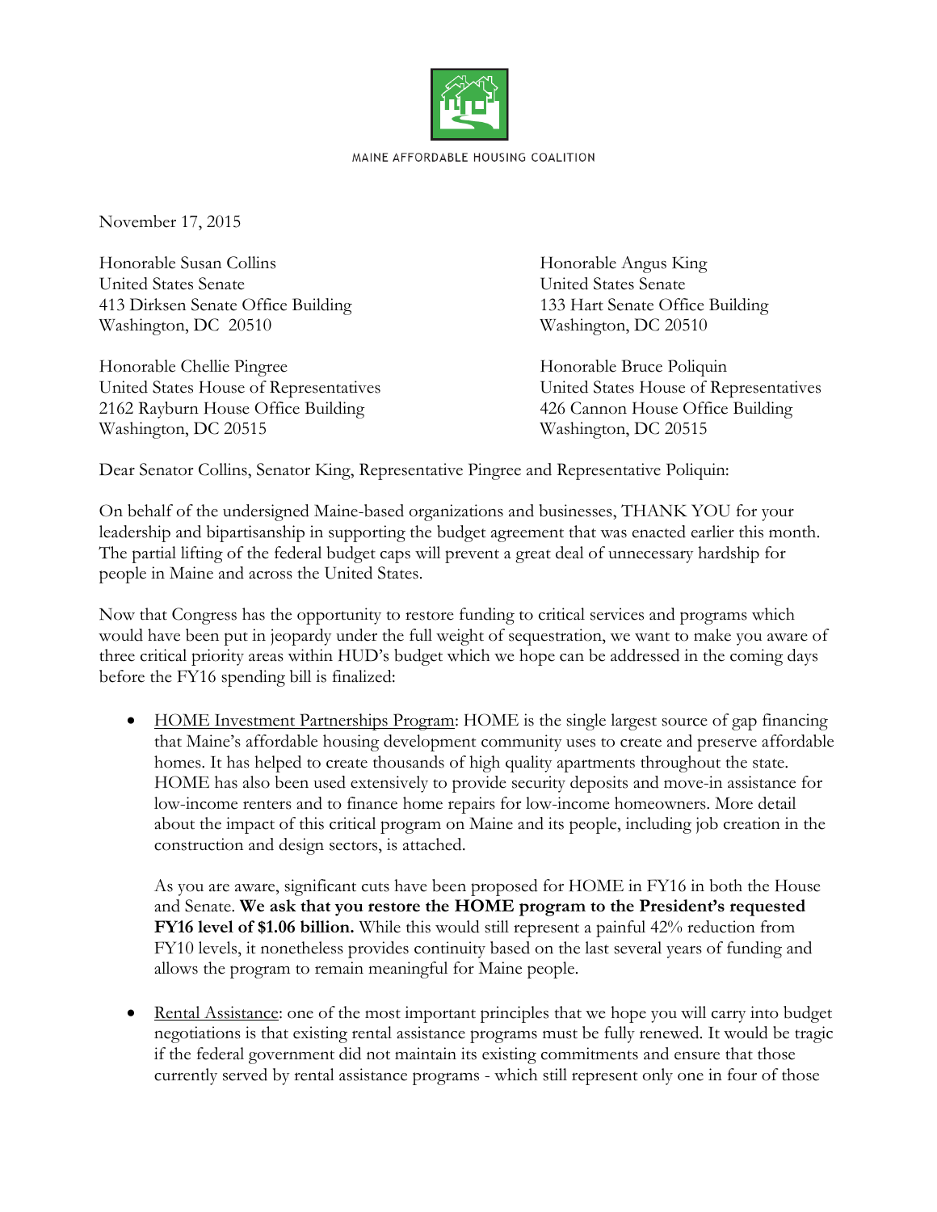MAINE AFFORDABLE HOUSING COALITION

November 17, 2015

Honorable Susan Collins
United States Senate
413 Dirksen Senate Office Building
Washington, DC 20510

Honorable Angus King
United States Senate
133 Hart Senate Office Building
Washington, DC 20510

Honorable Chellie Pingree
United States House of Representatives
2162 Rayburn House Office Building
Washington, DC 20515

Honorable Bruce Poliquin
United States House of Representatives
426 Cannon House Office Building
Washington, DC 20515

Dear Senator Collins, Senator King, Representative Pingree and Representative Poliquin:

On behalf of the undersigned Maine-based organizations and businesses, THANK YOU for your leadership and bipartisanship in supporting the budget agreement that was enacted earlier this month. The partial lifting of the federal budget caps will prevent a great deal of unnecessary hardship for people in Maine and across the United States.

Now that Congress has the opportunity to restore funding to critical services and programs which would have been put in jeopardy under the full weight of sequestration, we want to make you aware of three critical priority areas within HUD's budget which we hope can be addressed in the coming days before the FY16 spending bill is finalized:

- <u>HOME Investment Partnerships Program</u>: HOME is the single largest source of gap financing that Maine's affordable housing development community uses to create and preserve affordable homes. It has helped to create thousands of high quality apartments throughout the state. HOME has also been used extensively to provide security deposits and move-in assistance for low-income renters and to finance home repairs for low-income homeowners. More detail about the impact of this critical program on Maine and its people, including job creation in the construction and design sectors, is attached.

  As you are aware, significant cuts have been proposed for HOME in FY16 in both the House and Senate. **We ask that you restore the HOME program to the President's requested FY16 level of $1.06 billion.** While this would still represent a painful 42% reduction from FY10 levels, it nonetheless provides continuity based on the last several years of funding and allows the program to remain meaningful for Maine people.

- <u>Rental Assistance</u>: one of the most important principles that we hope you will carry into budget negotiations is that existing rental assistance programs must be fully renewed. It would be tragic if the federal government did not maintain its existing commitments and ensure that those currently served by rental assistance programs - which still represent only one in four of those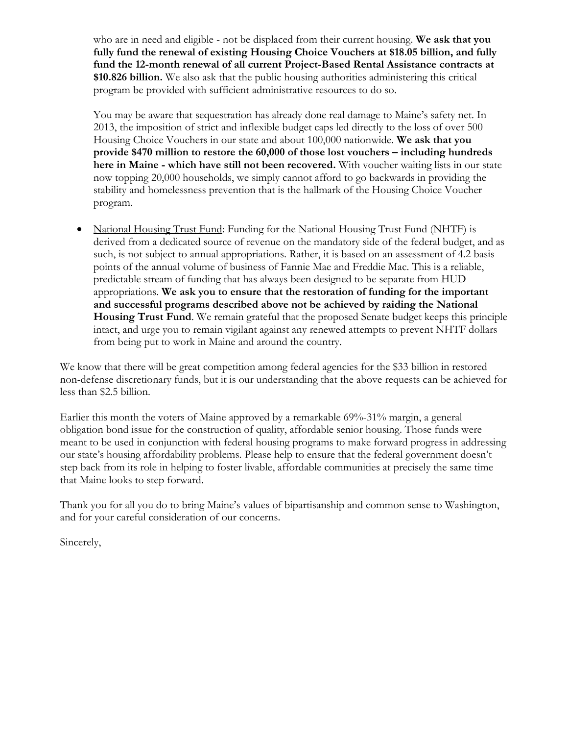who are in need and eligible - not be displaced from their current housing. **We ask that you fully fund the renewal of existing Housing Choice Vouchers at $18.05 billion, and fully fund the 12-month renewal of all current Project-Based Rental Assistance contracts at $10.826 billion.** We also ask that the public housing authorities administering this critical program be provided with sufficient administrative resources to do so.

You may be aware that sequestration has already done real damage to Maine's safety net. In 2013, the imposition of strict and inflexible budget caps led directly to the loss of over 500 Housing Choice Vouchers in our state and about 100,000 nationwide. **We ask that you provide $470 million to restore the 60,000 of those lost vouchers – including hundreds here in Maine - which have still not been recovered.** With voucher waiting lists in our state now topping 20,000 households, we simply cannot afford to go backwards in providing the stability and homelessness prevention that is the hallmark of the Housing Choice Voucher program.

- <u>National Housing Trust Fund</u>: Funding for the National Housing Trust Fund (NHTF) is derived from a dedicated source of revenue on the mandatory side of the federal budget, and as such, is not subject to annual appropriations. Rather, it is based on an assessment of 4.2 basis points of the annual volume of business of Fannie Mae and Freddie Mac. This is a reliable, predictable stream of funding that has always been designed to be separate from HUD appropriations. **We ask you to ensure that the restoration of funding for the important and successful programs described above not be achieved by raiding the National Housing Trust Fund**. We remain grateful that the proposed Senate budget keeps this principle intact, and urge you to remain vigilant against any renewed attempts to prevent NHTF dollars from being put to work in Maine and around the country.

We know that there will be great competition among federal agencies for the $33 billion in restored non-defense discretionary funds, but it is our understanding that the above requests can be achieved for less than $2.5 billion.

Earlier this month the voters of Maine approved by a remarkable 69%-31% margin, a general obligation bond issue for the construction of quality, affordable senior housing. Those funds were meant to be used in conjunction with federal housing programs to make forward progress in addressing our state's housing affordability problems. Please help to ensure that the federal government doesn't step back from its role in helping to foster livable, affordable communities at precisely the same time that Maine looks to step forward.

Thank you for all you do to bring Maine's values of bipartisanship and common sense to Washington, and for your careful consideration of our concerns.

Sincerely,